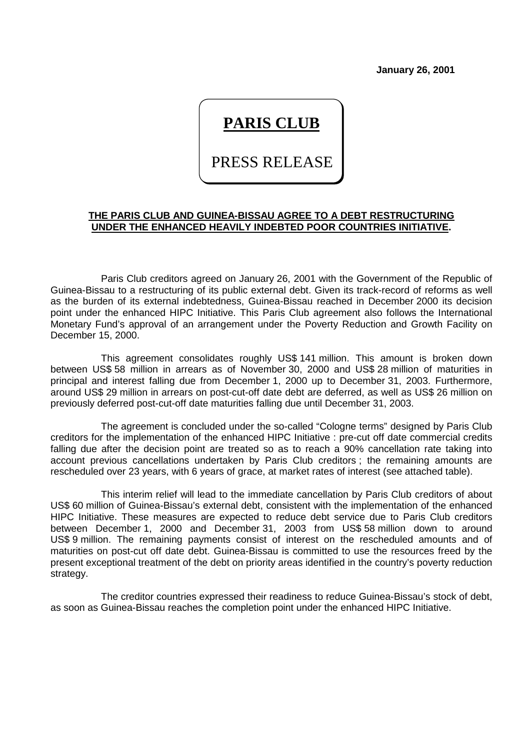**January 26, 2001**

# PARIS CLUB

PRESS RELEASE

**THE PARIS CLUB AND GUINEA-BISSAU AGREE TO A DEBT RESTRUCTURING UNDER THE ENHANCED HEAVILY INDEBTED POOR COUNTRIES INITIATIVE.**

Paris Club creditors agreed on January 26, 2001 with the Government of the Republic of Guinea-Bissau to a restructuring of its public external debt. Given its track-record of reforms as well as the burden of its external indebtedness, Guinea-Bissau reached in December 2000 its decision point under the enhanced HIPC Initiative. This Paris Club agreement also follows the International Monetary Fund's approval of an arrangement under the Poverty Reduction and Growth Facility on December 15, 2000.

This agreement consolidates roughly US$ 141 million. This amount is broken down between US$ 58 million in arrears as of November 30, 2000 and US$ 28 million of maturities in principal and interest falling due from December 1, 2000 up to December 31, 2003. Furthermore, around US$ 29 million in arrears on post-cut-off date debt are deferred, as well as US$ 26 million on previously deferred post-cut-off date maturities falling due until December 31, 2003.

The agreement is concluded under the so-called "Cologne terms" designed by Paris Club creditors for the implementation of the enhanced HIPC Initiative : pre-cut off date commercial credits falling due after the decision point are treated so as to reach a 90% cancellation rate taking into account previous cancellations undertaken by Paris Club creditors ; the remaining amounts are rescheduled over 23 years, with 6 years of grace, at market rates of interest (see attached table).

This interim relief will lead to the immediate cancellation by Paris Club creditors of about US$ 60 million of Guinea-Bissau's external debt, consistent with the implementation of the enhanced HIPC Initiative. These measures are expected to reduce debt service due to Paris Club creditors between December 1, 2000 and December 31, 2003 from US$ 58 million down to around US$ 9 million. The remaining payments consist of interest on the rescheduled amounts and of maturities on post-cut off date debt. Guinea-Bissau is committed to use the resources freed by the present exceptional treatment of the debt on priority areas identified in the country's poverty reduction strategy.

The creditor countries expressed their readiness to reduce Guinea-Bissau's stock of debt, as soon as Guinea-Bissau reaches the completion point under the enhanced HIPC Initiative.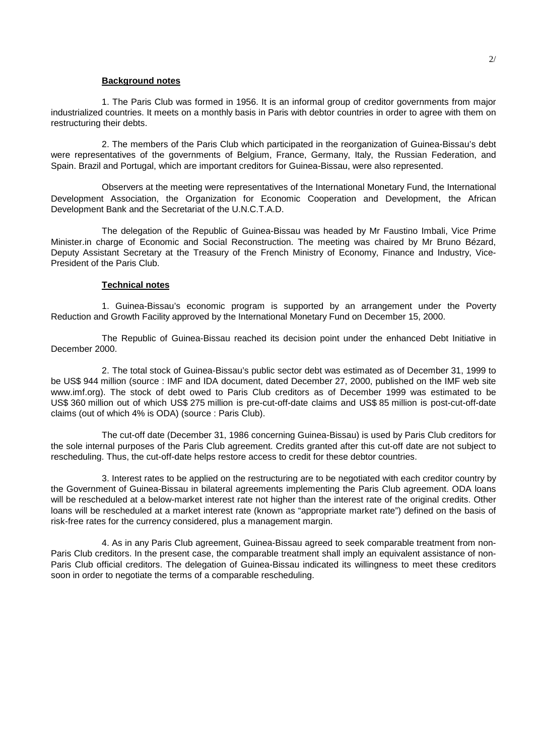## Background notes

1. The Paris Club was formed in 1956. It is an informal group of creditor governments from major industrialized countries. It meets on a monthly basis in Paris with debtor countries in order to agree with them on restructuring their debts.

2. The members of the Paris Club which participated in the reorganization of Guinea-Bissau's debt were representatives of the governments of Belgium, France, Germany, Italy, the Russian Federation, and Spain. Brazil and Portugal, which are important creditors for Guinea-Bissau, were also represented.

Observers at the meeting were representatives of the International Monetary Fund, the International Development Association, the Organization for Economic Cooperation and Development, the African Development Bank and the Secretariat of the U.N.C.T.A.D.

The delegation of the Republic of Guinea-Bissau was headed by Mr Faustino Imbali, Vice Prime Minister.in charge of Economic and Social Reconstruction. The meeting was chaired by Mr Bruno Bézard, Deputy Assistant Secretary at the Treasury of the French Ministry of Economy, Finance and Industry, Vice-President of the Paris Club.

## Technical notes

1. Guinea-Bissau's economic program is supported by an arrangement under the Poverty Reduction and Growth Facility approved by the International Monetary Fund on December 15, 2000.

The Republic of Guinea-Bissau reached its decision point under the enhanced Debt Initiative in December 2000.

2. The total stock of Guinea-Bissau's public sector debt was estimated as of December 31, 1999 to be US$ 944 million (source : IMF and IDA document, dated December 27, 2000, published on the IMF web site www.imf.org). The stock of debt owed to Paris Club creditors as of December 1999 was estimated to be US$ 360 million out of which US$ 275 million is pre-cut-off-date claims and US$ 85 million is post-cut-off-date claims (out of which 4% is ODA) (source : Paris Club).

The cut-off date (December 31, 1986 concerning Guinea-Bissau) is used by Paris Club creditors for the sole internal purposes of the Paris Club agreement. Credits granted after this cut-off date are not subject to rescheduling. Thus, the cut-off-date helps restore access to credit for these debtor countries.

3. Interest rates to be applied on the restructuring are to be negotiated with each creditor country by the Government of Guinea-Bissau in bilateral agreements implementing the Paris Club agreement. ODA loans will be rescheduled at a below-market interest rate not higher than the interest rate of the original credits. Other loans will be rescheduled at a market interest rate (known as "appropriate market rate") defined on the basis of risk-free rates for the currency considered, plus a management margin.

4. As in any Paris Club agreement, Guinea-Bissau agreed to seek comparable treatment from non-Paris Club creditors. In the present case, the comparable treatment shall imply an equivalent assistance of non-Paris Club official creditors. The delegation of Guinea-Bissau indicated its willingness to meet these creditors soon in order to negotiate the terms of a comparable rescheduling.